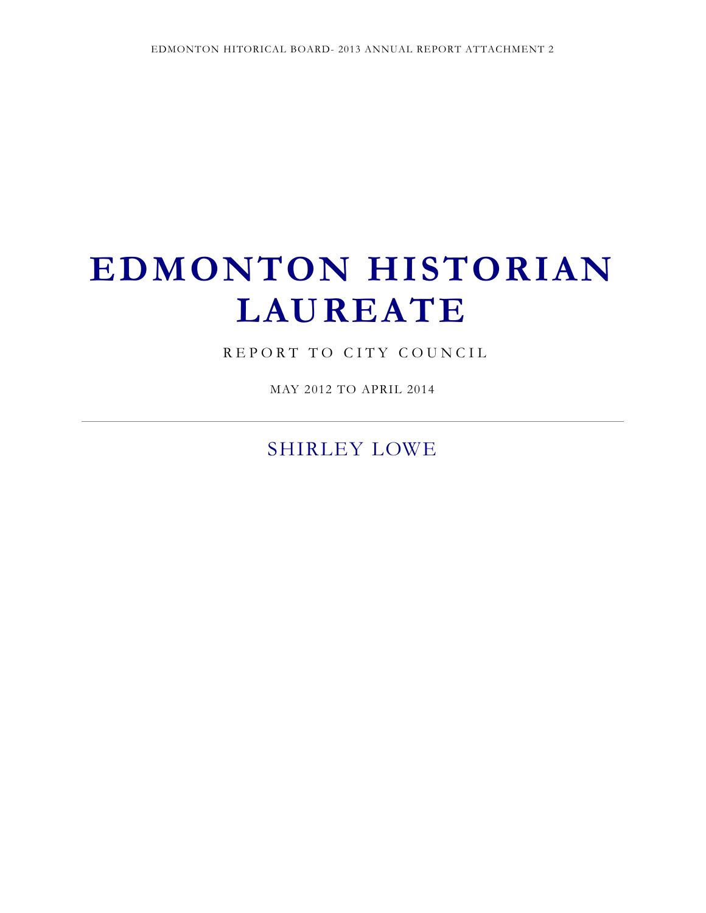EDMONTON HITORICAL BOARD- 2013 ANNUAL REPORT ATTACHMENT 2

# EDMONTON HISTORIAN LAUREATE

REPORT TO CITY COUNCIL

MAY 2012 TO APRIL 2014

---

## SHIRLEY LOWE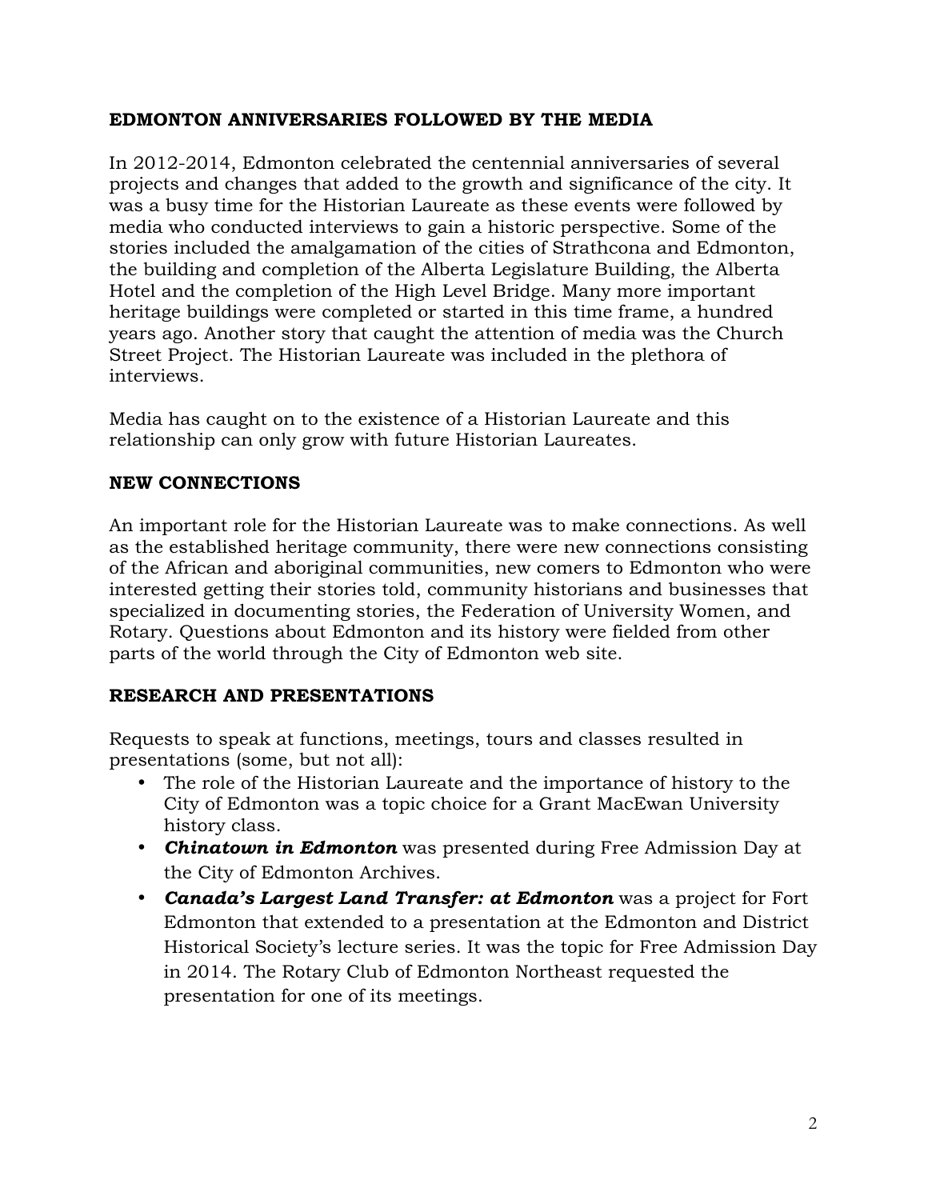## EDMONTON ANNIVERSARIES FOLLOWED BY THE MEDIA

In 2012-2014, Edmonton celebrated the centennial anniversaries of several projects and changes that added to the growth and significance of the city. It was a busy time for the Historian Laureate as these events were followed by media who conducted interviews to gain a historic perspective. Some of the stories included the amalgamation of the cities of Strathcona and Edmonton, the building and completion of the Alberta Legislature Building, the Alberta Hotel and the completion of the High Level Bridge. Many more important heritage buildings were completed or started in this time frame, a hundred years ago. Another story that caught the attention of media was the Church Street Project. The Historian Laureate was included in the plethora of interviews.

Media has caught on to the existence of a Historian Laureate and this relationship can only grow with future Historian Laureates.

## NEW CONNECTIONS

An important role for the Historian Laureate was to make connections. As well as the established heritage community, there were new connections consisting of the African and aboriginal communities, new comers to Edmonton who were interested getting their stories told, community historians and businesses that specialized in documenting stories, the Federation of University Women, and Rotary. Questions about Edmonton and its history were fielded from other parts of the world through the City of Edmonton web site.

## RESEARCH AND PRESENTATIONS

Requests to speak at functions, meetings, tours and classes resulted in presentations (some, but not all):

- The role of the Historian Laureate and the importance of history to the City of Edmonton was a topic choice for a Grant MacEwan University history class.
- ***Chinatown in Edmonton*** was presented during Free Admission Day at the City of Edmonton Archives.
- ***Canada's Largest Land Transfer: at Edmonton*** was a project for Fort Edmonton that extended to a presentation at the Edmonton and District Historical Society's lecture series. It was the topic for Free Admission Day in 2014. The Rotary Club of Edmonton Northeast requested the presentation for one of its meetings.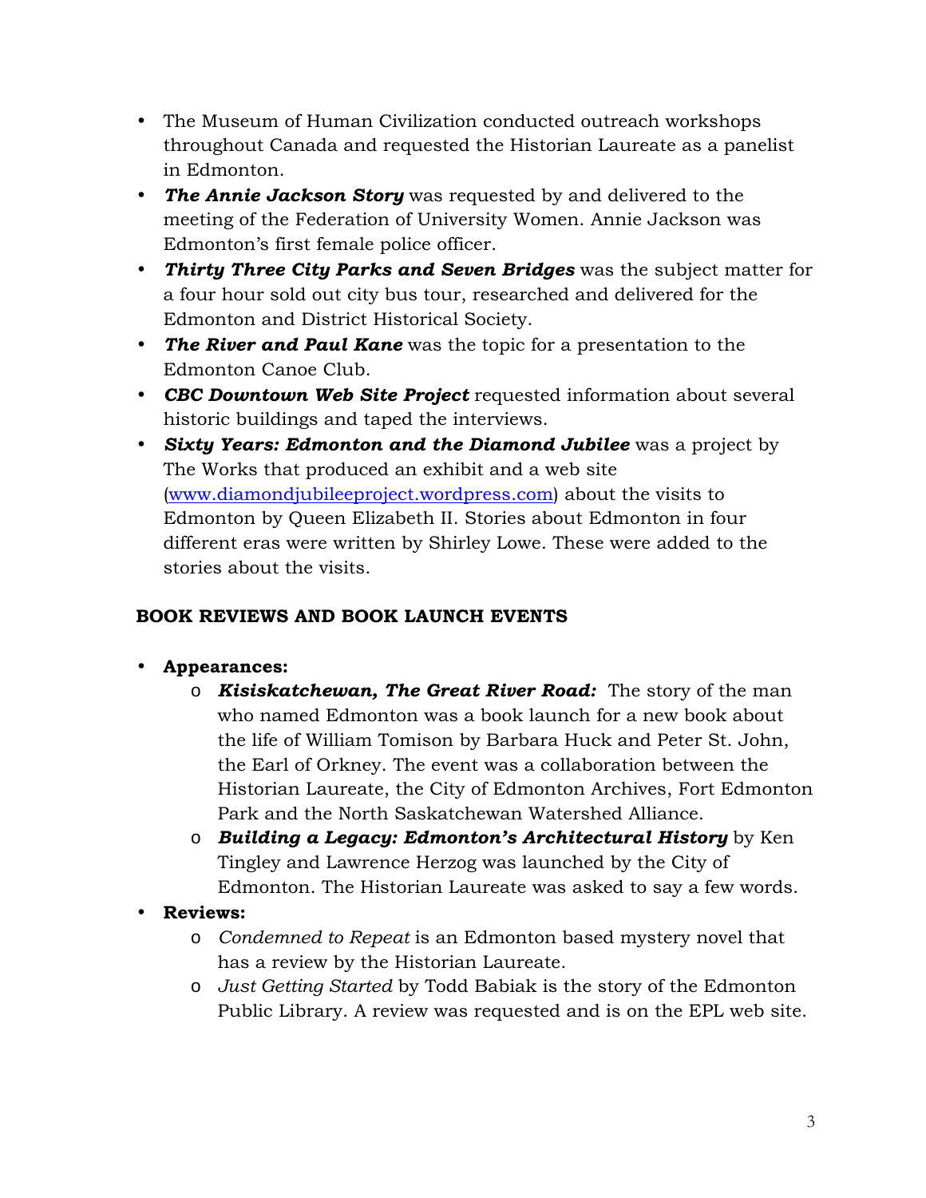- The Museum of Human Civilization conducted outreach workshops throughout Canada and requested the Historian Laureate as a panelist in Edmonton.
- ***The Annie Jackson Story*** was requested by and delivered to the meeting of the Federation of University Women. Annie Jackson was Edmonton's first female police officer.
- ***Thirty Three City Parks and Seven Bridges*** was the subject matter for a four hour sold out city bus tour, researched and delivered for the Edmonton and District Historical Society.
- ***The River and Paul Kane*** was the topic for a presentation to the Edmonton Canoe Club.
- ***CBC Downtown Web Site Project*** requested information about several historic buildings and taped the interviews.
- ***Sixty Years: Edmonton and the Diamond Jubilee*** was a project by The Works that produced an exhibit and a web site ([www.diamondjubileeproject.wordpress.com](http://www.diamondjubileeproject.wordpress.com)) about the visits to Edmonton by Queen Elizabeth II. Stories about Edmonton in four different eras were written by Shirley Lowe. These were added to the stories about the visits.

**BOOK REVIEWS AND BOOK LAUNCH EVENTS**

- **Appearances:**
  - ***Kisiskatchewan, The Great River Road:*** The story of the man who named Edmonton was a book launch for a new book about the life of William Tomison by Barbara Huck and Peter St. John, the Earl of Orkney. The event was a collaboration between the Historian Laureate, the City of Edmonton Archives, Fort Edmonton Park and the North Saskatchewan Watershed Alliance.
  - ***Building a Legacy: Edmonton's Architectural History*** by Ken Tingley and Lawrence Herzog was launched by the City of Edmonton. The Historian Laureate was asked to say a few words.
- **Reviews:**
  - *Condemned to Repeat* is an Edmonton based mystery novel that has a review by the Historian Laureate.
  - *Just Getting Started* by Todd Babiak is the story of the Edmonton Public Library. A review was requested and is on the EPL web site.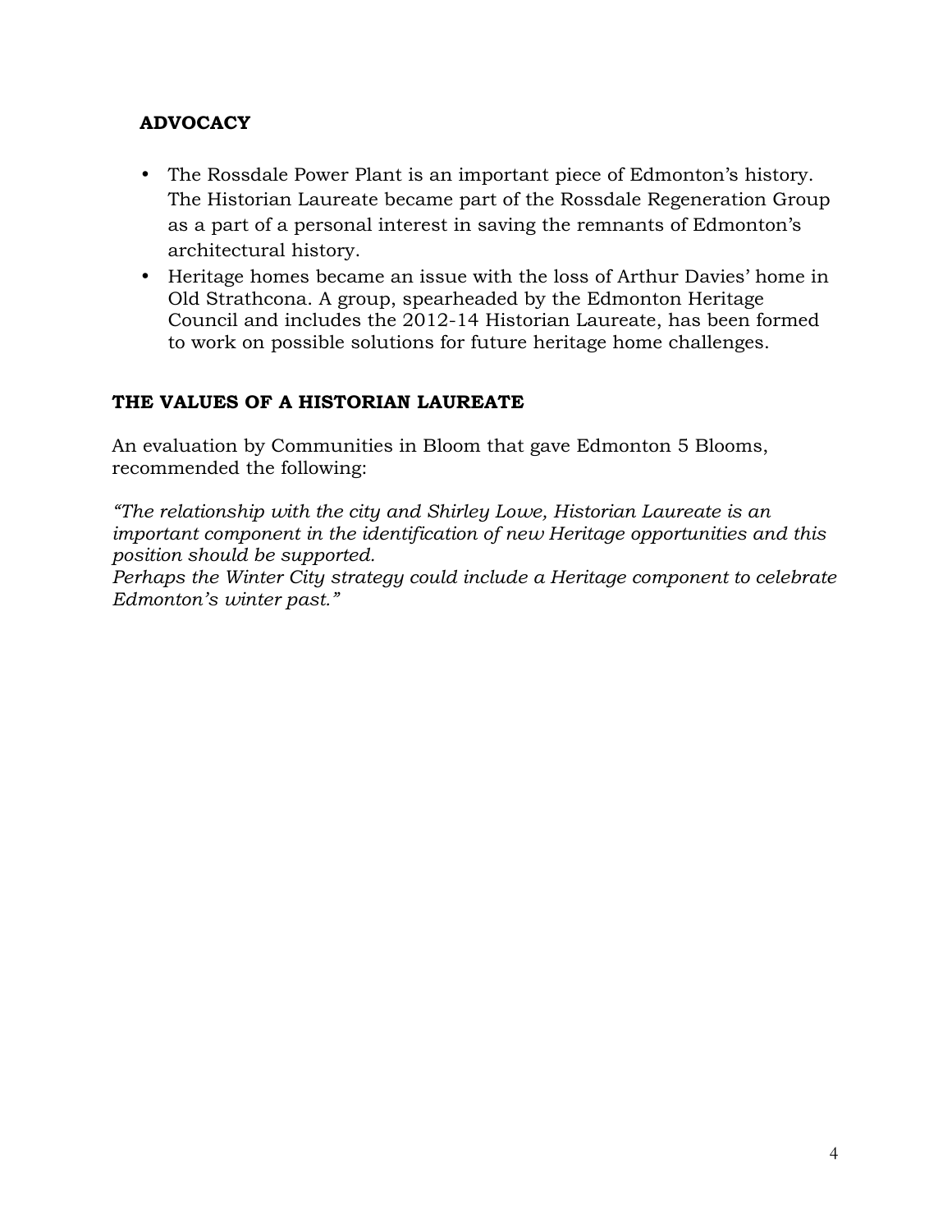## ADVOCACY

- The Rossdale Power Plant is an important piece of Edmonton's history. The Historian Laureate became part of the Rossdale Regeneration Group as a part of a personal interest in saving the remnants of Edmonton's architectural history.
- Heritage homes became an issue with the loss of Arthur Davies' home in Old Strathcona. A group, spearheaded by the Edmonton Heritage Council and includes the 2012-14 Historian Laureate, has been formed to work on possible solutions for future heritage home challenges.

## THE VALUES OF A HISTORIAN LAUREATE

An evaluation by Communities in Bloom that gave Edmonton 5 Blooms, recommended the following:

*"The relationship with the city and Shirley Lowe, Historian Laureate is an important component in the identification of new Heritage opportunities and this position should be supported.*
*Perhaps the Winter City strategy could include a Heritage component to celebrate Edmonton's winter past."*